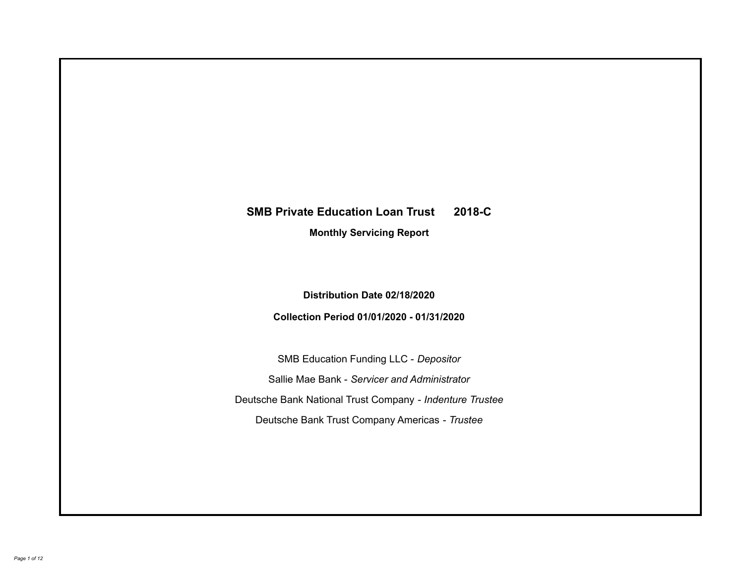# SMB Private Education Loan Trust 2018-C

## Monthly Servicing Report

**Distribution Date 02/18/2020**

**Collection Period 01/01/2020 - 01/31/2020**

SMB Education Funding LLC - *Depositor*

Sallie Mae Bank - *Servicer and Administrator*

Deutsche Bank National Trust Company - *Indenture Trustee*

Deutsche Bank Trust Company Americas - *Trustee*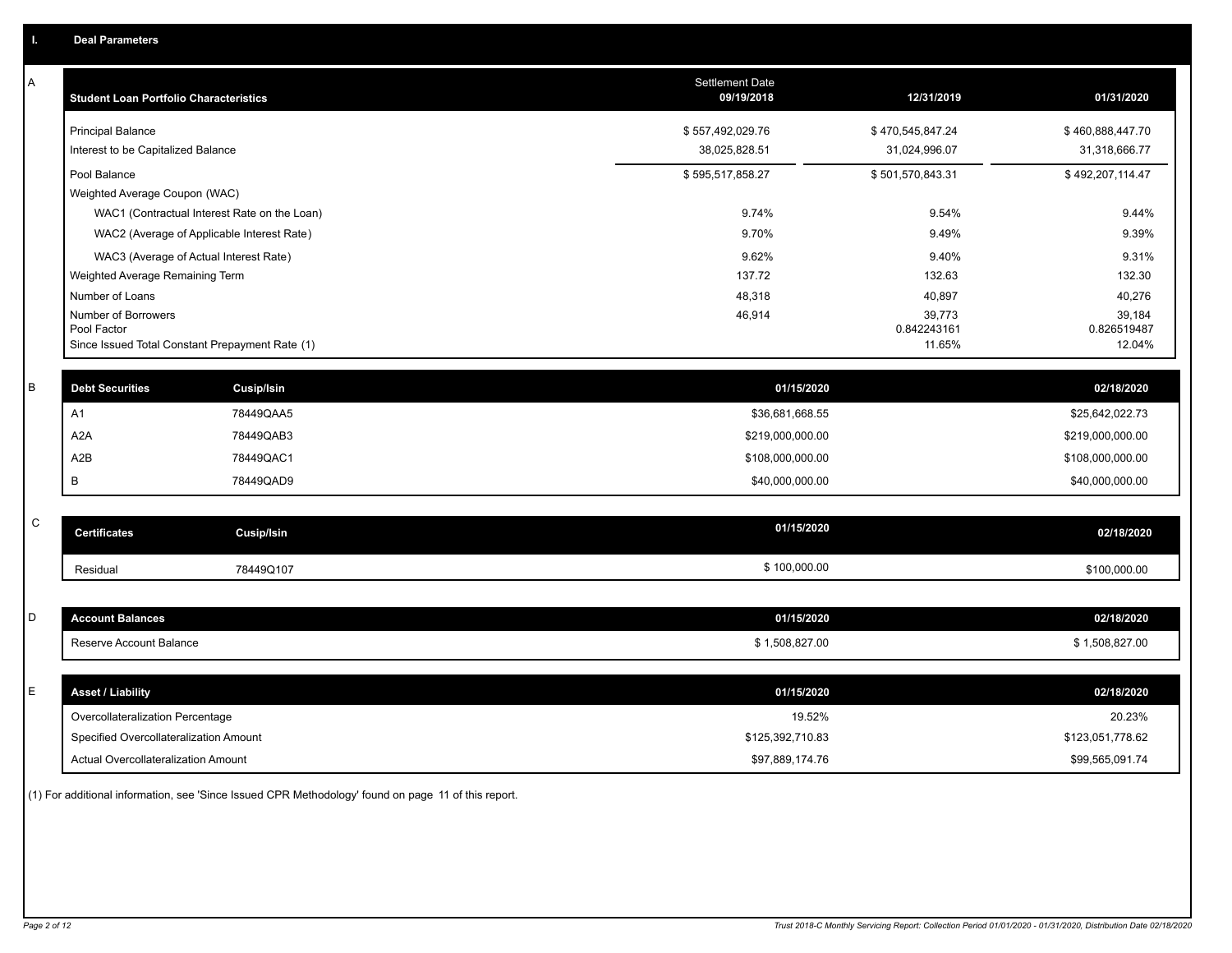## I. Deal Parameters

### A

| Student Loan Portfolio Characteristics | Settlement Date 09/19/2018 | 12/31/2019 | 01/31/2020 |
|---|---|---|---|
| Principal Balance | $ 557,492,029.76 | $ 470,545,847.24 | $ 460,888,447.70 |
| Interest to be Capitalized Balance | 38,025,828.51 | 31,024,996.07 | 31,318,666.77 |
| Pool Balance | $ 595,517,858.27 | $ 501,570,843.31 | $ 492,207,114.47 |
| Weighted Average Coupon (WAC) | | | |
| WAC1 (Contractual Interest Rate on the Loan) | 9.74% | 9.54% | 9.44% |
| WAC2 (Average of Applicable Interest Rate) | 9.70% | 9.49% | 9.39% |
| WAC3 (Average of Actual Interest Rate) | 9.62% | 9.40% | 9.31% |
| Weighted Average Remaining Term | 137.72 | 132.63 | 132.30 |
| Number of Loans | 48,318 | 40,897 | 40,276 |
| Number of Borrowers | 46,914 | 39,773 | 39,184 |
| Pool Factor | | 0.842243161 | 0.826519487 |
| Since Issued Total Constant Prepayment Rate (1) | | 11.65% | 12.04% |

### B

| Debt Securities | Cusip/Isin | 01/15/2020 | 02/18/2020 |
|---|---|---|---|
| A1 | 78449QAA5 | $36,681,668.55 | $25,642,022.73 |
| A2A | 78449QAB3 | $219,000,000.00 | $219,000,000.00 |
| A2B | 78449QAC1 | $108,000,000.00 | $108,000,000.00 |
| B | 78449QAD9 | $40,000,000.00 | $40,000,000.00 |

### C

| Certificates | Cusip/Isin | 01/15/2020 | 02/18/2020 |
|---|---|---|---|
| Residual | 78449Q107 | $ 100,000.00 | $100,000.00 |

### D

| Account Balances | 01/15/2020 | 02/18/2020 |
|---|---|---|
| Reserve Account Balance | $ 1,508,827.00 | $ 1,508,827.00 |

### E

| Asset / Liability | 01/15/2020 | 02/18/2020 |
|---|---|---|
| Overcollateralization Percentage | 19.52% | 20.23% |
| Specified Overcollateralization Amount | $125,392,710.83 | $123,051,778.62 |
| Actual Overcollateralization Amount | $97,889,174.76 | $99,565,091.74 |

(1) For additional information, see 'Since Issued CPR Methodology' found on page 11 of this report.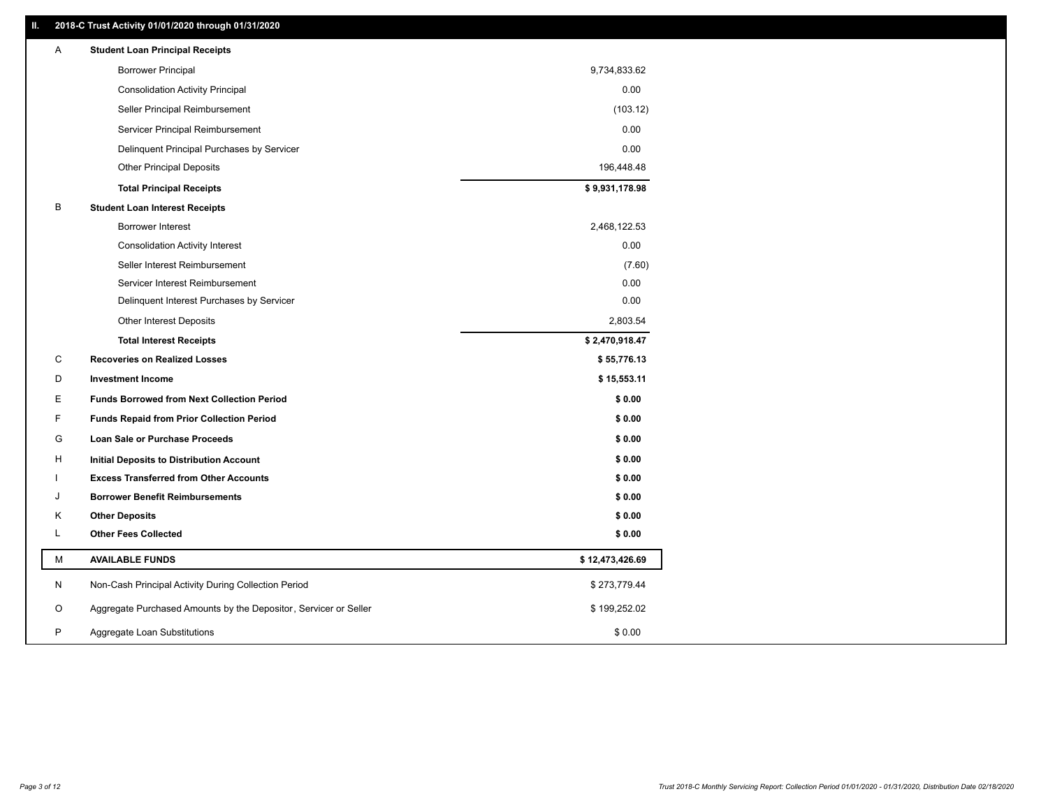## II. 2018-C Trust Activity 01/01/2020 through 01/31/2020

| | | |
|---|---|---|
| A | **Student Loan Principal Receipts** | |
| | Borrower Principal | 9,734,833.62 |
| | Consolidation Activity Principal | 0.00 |
| | Seller Principal Reimbursement | (103.12) |
| | Servicer Principal Reimbursement | 0.00 |
| | Delinquent Principal Purchases by Servicer | 0.00 |
| | Other Principal Deposits | 196,448.48 |
| | **Total Principal Receipts** | **$ 9,931,178.98** |
| B | **Student Loan Interest Receipts** | |
| | Borrower Interest | 2,468,122.53 |
| | Consolidation Activity Interest | 0.00 |
| | Seller Interest Reimbursement | (7.60) |
| | Servicer Interest Reimbursement | 0.00 |
| | Delinquent Interest Purchases by Servicer | 0.00 |
| | Other Interest Deposits | 2,803.54 |
| | **Total Interest Receipts** | **$ 2,470,918.47** |
| C | **Recoveries on Realized Losses** | **$ 55,776.13** |
| D | **Investment Income** | **$ 15,553.11** |
| E | **Funds Borrowed from Next Collection Period** | **$ 0.00** |
| F | **Funds Repaid from Prior Collection Period** | **$ 0.00** |
| G | **Loan Sale or Purchase Proceeds** | **$ 0.00** |
| H | **Initial Deposits to Distribution Account** | **$ 0.00** |
| I | **Excess Transferred from Other Accounts** | **$ 0.00** |
| J | **Borrower Benefit Reimbursements** | **$ 0.00** |
| K | **Other Deposits** | **$ 0.00** |
| L | **Other Fees Collected** | **$ 0.00** |
| M | **AVAILABLE FUNDS** | **$ 12,473,426.69** |
| N | Non-Cash Principal Activity During Collection Period | $ 273,779.44 |
| O | Aggregate Purchased Amounts by the Depositor, Servicer or Seller | $ 199,252.02 |
| P | Aggregate Loan Substitutions | $ 0.00 |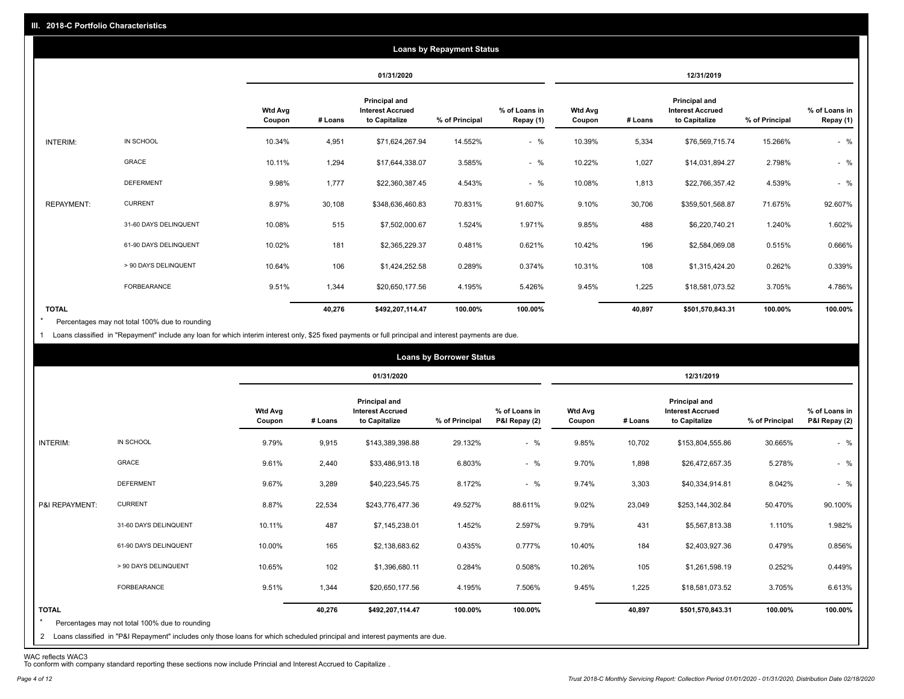## III. 2018-C Portfolio Characteristics

### Loans by Repayment Status

| | | 01/31/2020 | | | | | 12/31/2019 | | | | |
|---|---|---|---|---|---|---|---|---|---|---|---|
| | | Wtd Avg Coupon | # Loans | Principal and Interest Accrued to Capitalize | % of Principal | % of Loans in Repay (1) | Wtd Avg Coupon | # Loans | Principal and Interest Accrued to Capitalize | % of Principal | % of Loans in Repay (1) |
| INTERIM: | IN SCHOOL | 10.34% | 4,951 | $71,624,267.94 | 14.552% | - % | 10.39% | 5,334 | $76,569,715.74 | 15.266% | - % |
| | GRACE | 10.11% | 1,294 | $17,644,338.07 | 3.585% | - % | 10.22% | 1,027 | $14,031,894.27 | 2.798% | - % |
| | DEFERMENT | 9.98% | 1,777 | $22,360,387.45 | 4.543% | - % | 10.08% | 1,813 | $22,766,357.42 | 4.539% | - % |
| REPAYMENT: | CURRENT | 8.97% | 30,108 | $348,636,460.83 | 70.831% | 91.607% | 9.10% | 30,706 | $359,501,568.87 | 71.675% | 92.607% |
| | 31-60 DAYS DELINQUENT | 10.08% | 515 | $7,502,000.67 | 1.524% | 1.971% | 9.85% | 488 | $6,220,740.21 | 1.240% | 1.602% |
| | 61-90 DAYS DELINQUENT | 10.02% | 181 | $2,365,229.37 | 0.481% | 0.621% | 10.42% | 196 | $2,584,069.08 | 0.515% | 0.666% |
| | > 90 DAYS DELINQUENT | 10.64% | 106 | $1,424,252.58 | 0.289% | 0.374% | 10.31% | 108 | $1,315,424.20 | 0.262% | 0.339% |
| | FORBEARANCE | 9.51% | 1,344 | $20,650,177.56 | 4.195% | 5.426% | 9.45% | 1,225 | $18,581,073.52 | 3.705% | 4.786% |
| TOTAL | | | 40,276 | $492,207,114.47 | 100.00% | 100.00% | | 40,897 | $501,570,843.31 | 100.00% | 100.00% |

* Percentages may not total 100% due to rounding

1 Loans classified in "Repayment" include any loan for which interim interest only, $25 fixed payments or full principal and interest payments are due.

### Loans by Borrower Status

| | | 01/31/2020 | | | | | 12/31/2019 | | | | |
|---|---|---|---|---|---|---|---|---|---|---|---|
| | | Wtd Avg Coupon | # Loans | Principal and Interest Accrued to Capitalize | % of Principal | % of Loans in P&I Repay (2) | Wtd Avg Coupon | # Loans | Principal and Interest Accrued to Capitalize | % of Principal | % of Loans in P&I Repay (2) |
| INTERIM: | IN SCHOOL | 9.79% | 9,915 | $143,389,398.88 | 29.132% | - % | 9.85% | 10,702 | $153,804,555.86 | 30.665% | - % |
| | GRACE | 9.61% | 2,440 | $33,486,913.18 | 6.803% | - % | 9.70% | 1,898 | $26,472,657.35 | 5.278% | - % |
| | DEFERMENT | 9.67% | 3,289 | $40,223,545.75 | 8.172% | - % | 9.74% | 3,303 | $40,334,914.81 | 8.042% | - % |
| P&I REPAYMENT: | CURRENT | 8.87% | 22,534 | $243,776,477.36 | 49.527% | 88.611% | 9.02% | 23,049 | $253,144,302.84 | 50.470% | 90.100% |
| | 31-60 DAYS DELINQUENT | 10.11% | 487 | $7,145,238.01 | 1.452% | 2.597% | 9.79% | 431 | $5,567,813.38 | 1.110% | 1.982% |
| | 61-90 DAYS DELINQUENT | 10.00% | 165 | $2,138,683.62 | 0.435% | 0.777% | 10.40% | 184 | $2,403,927.36 | 0.479% | 0.856% |
| | > 90 DAYS DELINQUENT | 10.65% | 102 | $1,396,680.11 | 0.284% | 0.508% | 10.26% | 105 | $1,261,598.19 | 0.252% | 0.449% |
| | FORBEARANCE | 9.51% | 1,344 | $20,650,177.56 | 4.195% | 7.506% | 9.45% | 1,225 | $18,581,073.52 | 3.705% | 6.613% |
| TOTAL | | | 40,276 | $492,207,114.47 | 100.00% | 100.00% | | 40,897 | $501,570,843.31 | 100.00% | 100.00% |

* Percentages may not total 100% due to rounding

2 Loans classified in "P&I Repayment" includes only those loans for which scheduled principal and interest payments are due.

WAC reflects WAC3

To conform with company standard reporting these sections now include Princial and Interest Accrued to Capitalize .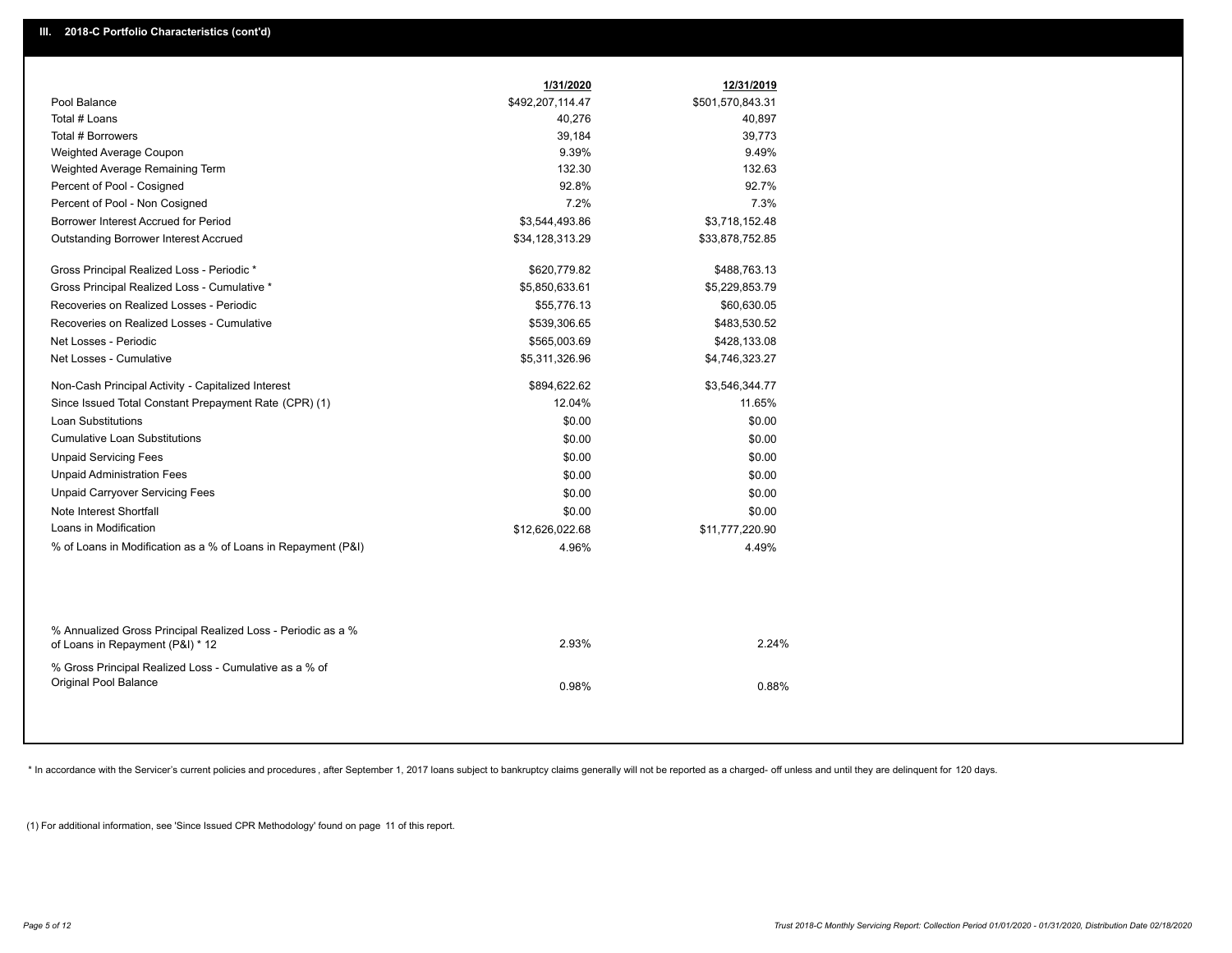## III. 2018-C Portfolio Characteristics (cont'd)

| | 1/31/2020 | 12/31/2019 |
|---|---|---|
| Pool Balance | $492,207,114.47 | $501,570,843.31 |
| Total # Loans | 40,276 | 40,897 |
| Total # Borrowers | 39,184 | 39,773 |
| Weighted Average Coupon | 9.39% | 9.49% |
| Weighted Average Remaining Term | 132.30 | 132.63 |
| Percent of Pool - Cosigned | 92.8% | 92.7% |
| Percent of Pool - Non Cosigned | 7.2% | 7.3% |
| Borrower Interest Accrued for Period | $3,544,493.86 | $3,718,152.48 |
| Outstanding Borrower Interest Accrued | $34,128,313.29 | $33,878,752.85 |
| Gross Principal Realized Loss - Periodic * | $620,779.82 | $488,763.13 |
| Gross Principal Realized Loss - Cumulative * | $5,850,633.61 | $5,229,853.79 |
| Recoveries on Realized Losses - Periodic | $55,776.13 | $60,630.05 |
| Recoveries on Realized Losses - Cumulative | $539,306.65 | $483,530.52 |
| Net Losses - Periodic | $565,003.69 | $428,133.08 |
| Net Losses - Cumulative | $5,311,326.96 | $4,746,323.27 |
| Non-Cash Principal Activity - Capitalized Interest | $894,622.62 | $3,546,344.77 |
| Since Issued Total Constant Prepayment Rate (CPR) (1) | 12.04% | 11.65% |
| Loan Substitutions | $0.00 | $0.00 |
| Cumulative Loan Substitutions | $0.00 | $0.00 |
| Unpaid Servicing Fees | $0.00 | $0.00 |
| Unpaid Administration Fees | $0.00 | $0.00 |
| Unpaid Carryover Servicing Fees | $0.00 | $0.00 |
| Note Interest Shortfall | $0.00 | $0.00 |
| Loans in Modification | $12,626,022.68 | $11,777,220.90 |
| % of Loans in Modification as a % of Loans in Repayment (P&I) | 4.96% | 4.49% |
| % Annualized Gross Principal Realized Loss - Periodic as a % of Loans in Repayment (P&I) * 12 | 2.93% | 2.24% |
| % Gross Principal Realized Loss - Cumulative as a % of Original Pool Balance | 0.98% | 0.88% |

* In accordance with the Servicer's current policies and procedures, after September 1, 2017 loans subject to bankruptcy claims generally will not be reported as a charged- off unless and until they are delinquent for 120 days.

(1) For additional information, see 'Since Issued CPR Methodology' found on page 11 of this report.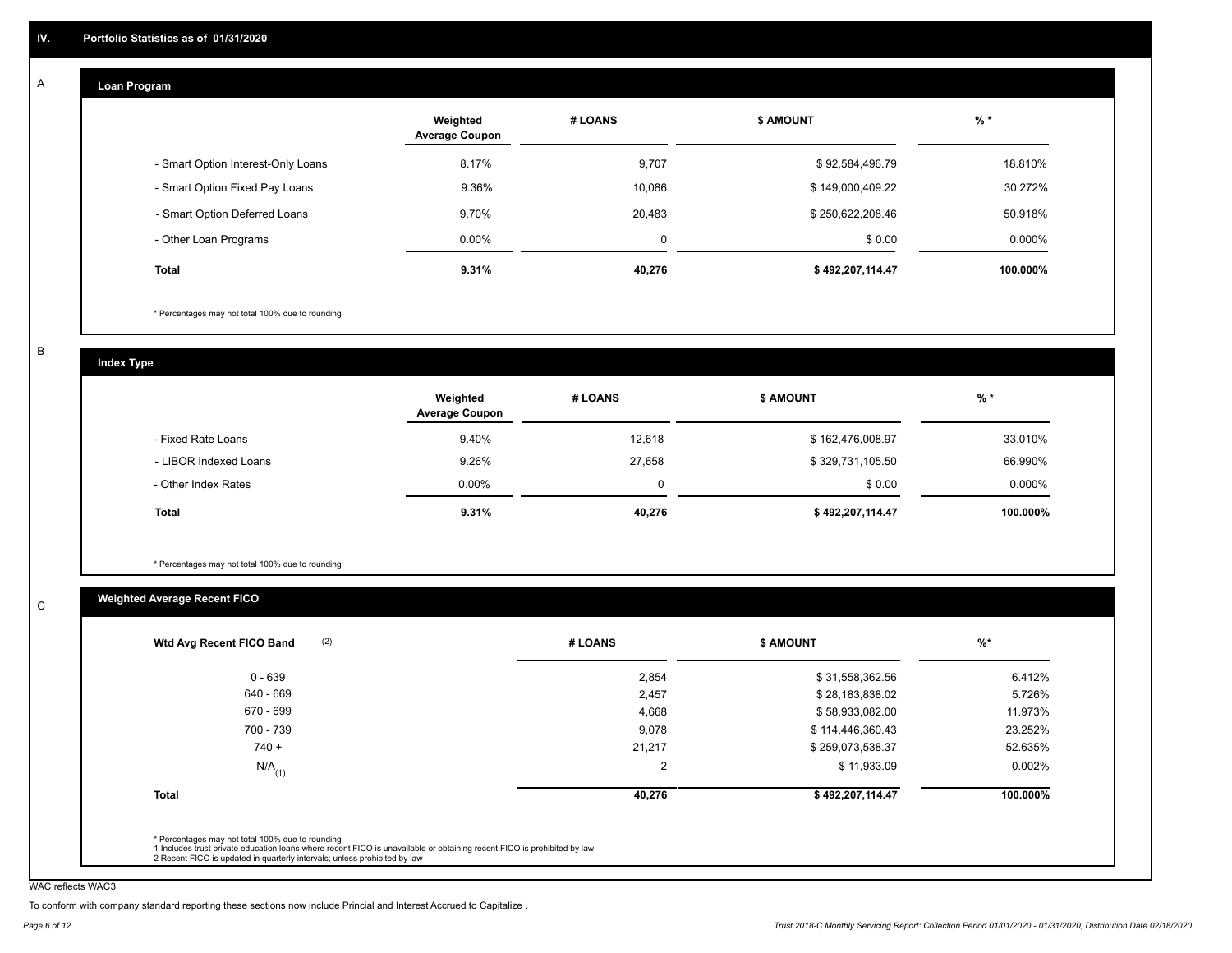## IV. Portfolio Statistics as of 01/31/2020

### A

#### Loan Program

| | Weighted Average Coupon | # LOANS | $ AMOUNT | % * |
|---|---|---|---|---|
| - Smart Option Interest-Only Loans | 8.17% | 9,707 | $ 92,584,496.79 | 18.810% |
| - Smart Option Fixed Pay Loans | 9.36% | 10,086 | $ 149,000,409.22 | 30.272% |
| - Smart Option Deferred Loans | 9.70% | 20,483 | $ 250,622,208.46 | 50.918% |
| - Other Loan Programs | 0.00% | 0 | $ 0.00 | 0.000% |
| **Total** | **9.31%** | **40,276** | **$ 492,207,114.47** | **100.000%** |

* Percentages may not total 100% due to rounding

### B

#### Index Type

| | Weighted Average Coupon | # LOANS | $ AMOUNT | % * |
|---|---|---|---|---|
| - Fixed Rate Loans | 9.40% | 12,618 | $ 162,476,008.97 | 33.010% |
| - LIBOR Indexed Loans | 9.26% | 27,658 | $ 329,731,105.50 | 66.990% |
| - Other Index Rates | 0.00% | 0 | $ 0.00 | 0.000% |
| **Total** | **9.31%** | **40,276** | **$ 492,207,114.47** | **100.000%** |

* Percentages may not total 100% due to rounding

### C

#### Weighted Average Recent FICO

| Wtd Avg Recent FICO Band (2) | # LOANS | $ AMOUNT | %* |
|---|---|---|---|
| 0 - 639 | 2,854 | $ 31,558,362.56 | 6.412% |
| 640 - 669 | 2,457 | $ 28,183,838.02 | 5.726% |
| 670 - 699 | 4,668 | $ 58,933,082.00 | 11.973% |
| 700 - 739 | 9,078 | $ 114,446,360.43 | 23.252% |
| 740 + | 21,217 | $ 259,073,538.37 | 52.635% |
| N/A (1) | 2 | $ 11,933.09 | 0.002% |
| **Total** | **40,276** | **$ 492,207,114.47** | **100.000%** |

* Percentages may not total 100% due to rounding
1 Includes trust private education loans where recent FICO is unavailable or obtaining recent FICO is prohibited by law
2 Recent FICO is updated in quarterly intervals; unless prohibited by law

WAC reflects WAC3

To conform with company standard reporting these sections now include Princial and Interest Accrued to Capitalize .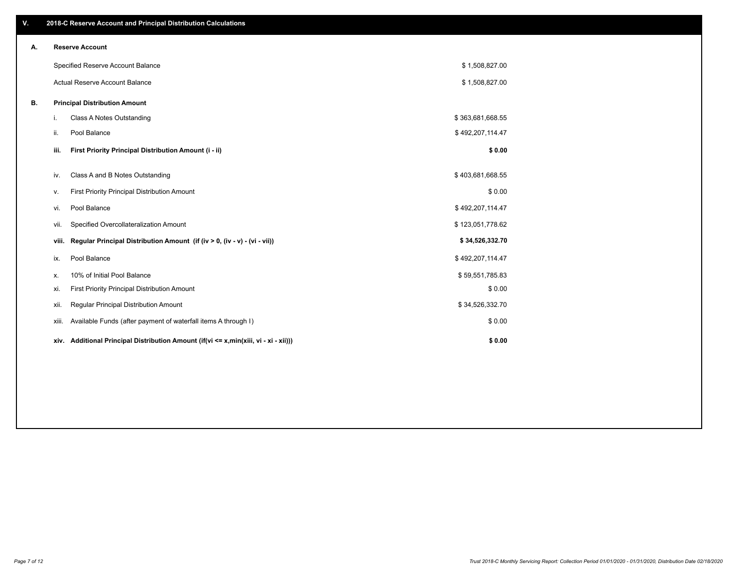## V. 2018-C Reserve Account and Principal Distribution Calculations

### A. Reserve Account

| | |
|---|---|
| Specified Reserve Account Balance | $ 1,508,827.00 |
| Actual Reserve Account Balance | $ 1,508,827.00 |

### B. Principal Distribution Amount

| | | |
|---|---|---|
| i. | Class A Notes Outstanding | $ 363,681,668.55 |
| ii. | Pool Balance | $ 492,207,114.47 |
| **iii.** | **First Priority Principal Distribution Amount (i - ii)** | **$ 0.00** |
| iv. | Class A and B Notes Outstanding | $ 403,681,668.55 |
| v. | First Priority Principal Distribution Amount | $ 0.00 |
| vi. | Pool Balance | $ 492,207,114.47 |
| vii. | Specified Overcollateralization Amount | $ 123,051,778.62 |
| **viii.** | **Regular Principal Distribution Amount (if (iv > 0, (iv - v) - (vi - vii))** | **$ 34,526,332.70** |
| ix. | Pool Balance | $ 492,207,114.47 |
| x. | 10% of Initial Pool Balance | $ 59,551,785.83 |
| xi. | First Priority Principal Distribution Amount | $ 0.00 |
| xii. | Regular Principal Distribution Amount | $ 34,526,332.70 |
| xiii. | Available Funds (after payment of waterfall items A through I) | $ 0.00 |
| **xiv.** | **Additional Principal Distribution Amount (if(vi <= x,min(xiii, vi - xi - xii)))** | **$ 0.00** |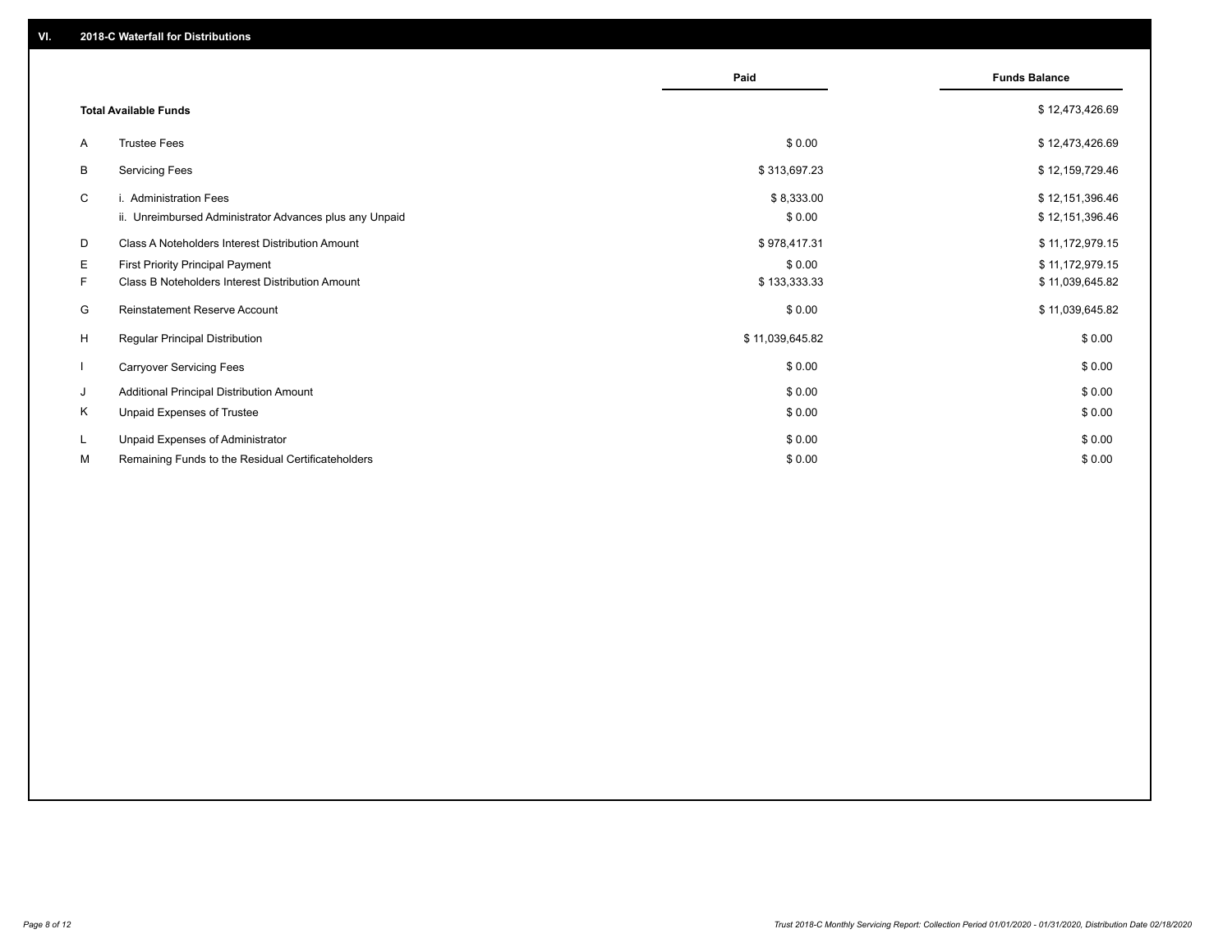## VI. 2018-C Waterfall for Distributions

| | | Paid | Funds Balance |
|---|---|---|---|
| | **Total Available Funds** | | $ 12,473,426.69 |
| A | Trustee Fees | $ 0.00 | $ 12,473,426.69 |
| B | Servicing Fees | $ 313,697.23 | $ 12,159,729.46 |
| C | i. Administration Fees | $ 8,333.00 | $ 12,151,396.46 |
| | ii. Unreimbursed Administrator Advances plus any Unpaid | $ 0.00 | $ 12,151,396.46 |
| D | Class A Noteholders Interest Distribution Amount | $ 978,417.31 | $ 11,172,979.15 |
| E | First Priority Principal Payment | $ 0.00 | $ 11,172,979.15 |
| F | Class B Noteholders Interest Distribution Amount | $ 133,333.33 | $ 11,039,645.82 |
| G | Reinstatement Reserve Account | $ 0.00 | $ 11,039,645.82 |
| H | Regular Principal Distribution | $ 11,039,645.82 | $ 0.00 |
| I | Carryover Servicing Fees | $ 0.00 | $ 0.00 |
| J | Additional Principal Distribution Amount | $ 0.00 | $ 0.00 |
| K | Unpaid Expenses of Trustee | $ 0.00 | $ 0.00 |
| L | Unpaid Expenses of Administrator | $ 0.00 | $ 0.00 |
| M | Remaining Funds to the Residual Certificateholders | $ 0.00 | $ 0.00 |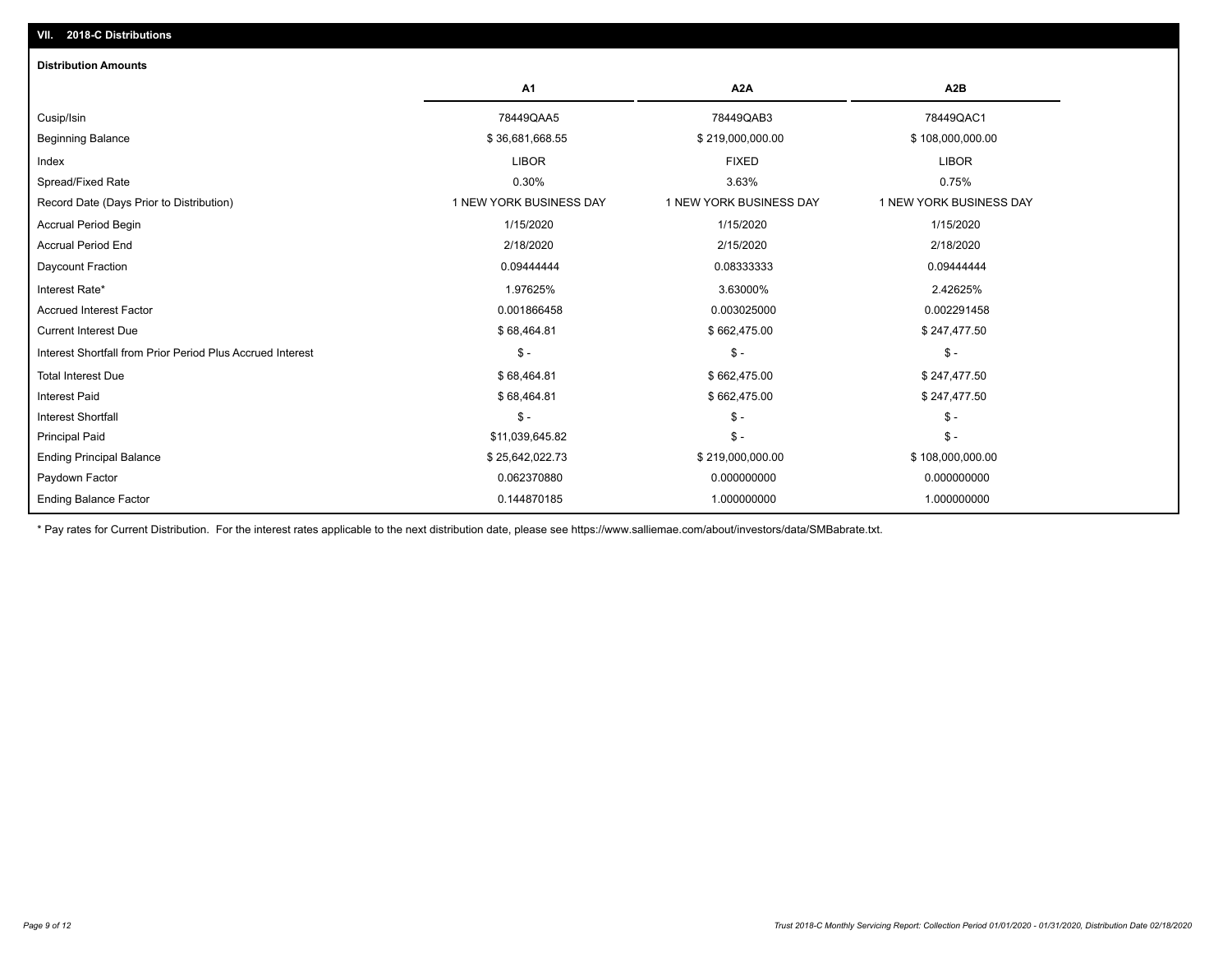## VII. 2018-C Distributions

### Distribution Amounts

| | A1 | A2A | A2B |
|---|---|---|---|
| Cusip/Isin | 78449QAA5 | 78449QAB3 | 78449QAC1 |
| Beginning Balance | $ 36,681,668.55 | $ 219,000,000.00 | $ 108,000,000.00 |
| Index | LIBOR | FIXED | LIBOR |
| Spread/Fixed Rate | 0.30% | 3.63% | 0.75% |
| Record Date (Days Prior to Distribution) | 1 NEW YORK BUSINESS DAY | 1 NEW YORK BUSINESS DAY | 1 NEW YORK BUSINESS DAY |
| Accrual Period Begin | 1/15/2020 | 1/15/2020 | 1/15/2020 |
| Accrual Period End | 2/18/2020 | 2/15/2020 | 2/18/2020 |
| Daycount Fraction | 0.09444444 | 0.08333333 | 0.09444444 |
| Interest Rate* | 1.97625% | 3.63000% | 2.42625% |
| Accrued Interest Factor | 0.001866458 | 0.003025000 | 0.002291458 |
| Current Interest Due | $ 68,464.81 | $ 662,475.00 | $ 247,477.50 |
| Interest Shortfall from Prior Period Plus Accrued Interest | $ - | $ - | $ - |
| Total Interest Due | $ 68,464.81 | $ 662,475.00 | $ 247,477.50 |
| Interest Paid | $ 68,464.81 | $ 662,475.00 | $ 247,477.50 |
| Interest Shortfall | $ - | $ - | $ - |
| Principal Paid | $11,039,645.82 | $ - | $ - |
| Ending Principal Balance | $ 25,642,022.73 | $ 219,000,000.00 | $ 108,000,000.00 |
| Paydown Factor | 0.062370880 | 0.000000000 | 0.000000000 |
| Ending Balance Factor | 0.144870185 | 1.000000000 | 1.000000000 |

* Pay rates for Current Distribution. For the interest rates applicable to the next distribution date, please see https://www.salliemae.com/about/investors/data/SMBabrate.txt.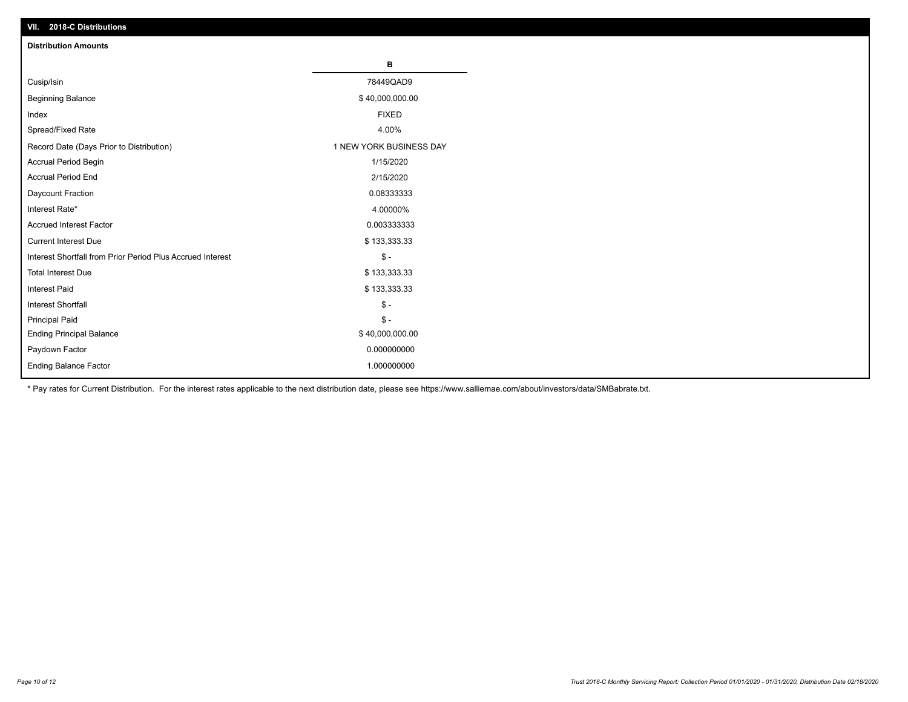## VII. 2018-C Distributions

### Distribution Amounts

| | B |
|---|---|
| Cusip/Isin | 78449QAD9 |
| Beginning Balance | $ 40,000,000.00 |
| Index | FIXED |
| Spread/Fixed Rate | 4.00% |
| Record Date (Days Prior to Distribution) | 1 NEW YORK BUSINESS DAY |
| Accrual Period Begin | 1/15/2020 |
| Accrual Period End | 2/15/2020 |
| Daycount Fraction | 0.08333333 |
| Interest Rate* | 4.00000% |
| Accrued Interest Factor | 0.003333333 |
| Current Interest Due | $ 133,333.33 |
| Interest Shortfall from Prior Period Plus Accrued Interest | $ - |
| Total Interest Due | $ 133,333.33 |
| Interest Paid | $ 133,333.33 |
| Interest Shortfall | $ - |
| Principal Paid | $ - |
| Ending Principal Balance | $ 40,000,000.00 |
| Paydown Factor | 0.000000000 |
| Ending Balance Factor | 1.000000000 |

* Pay rates for Current Distribution. For the interest rates applicable to the next distribution date, please see https://www.salliemae.com/about/investors/data/SMBabrate.txt.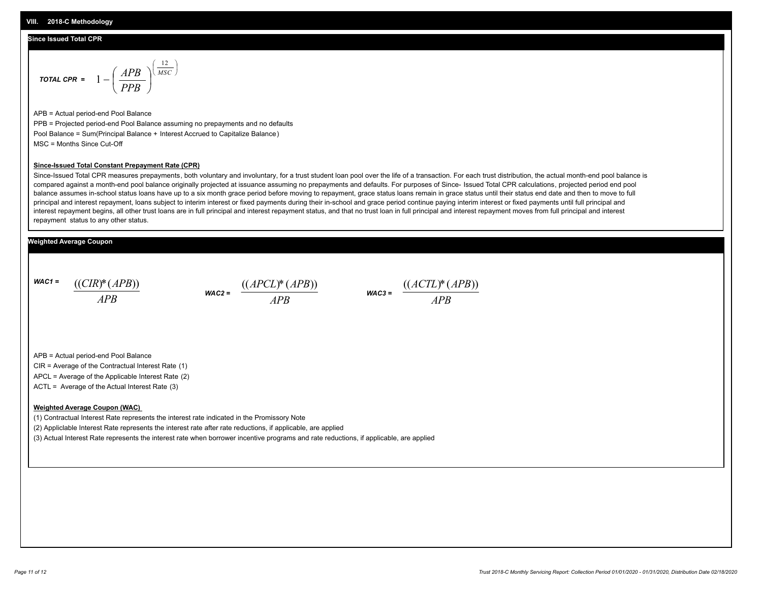## VIII. 2018-C Methodology

### Since Issued Total CPR

$$\textit{TOTAL CPR} = 1 - \left( \frac{APB}{PPB} \right)^{\left( \frac{12}{MSC} \right)}$$

APB = Actual period-end Pool Balance

PPB = Projected period-end Pool Balance assuming no prepayments and no defaults

Pool Balance = Sum(Principal Balance + Interest Accrued to Capitalize Balance)

MSC = Months Since Cut-Off

**Since-Issued Total Constant Prepayment Rate (CPR)**

Since-Issued Total CPR measures prepayments, both voluntary and involuntary, for a trust student loan pool over the life of a transaction. For each trust distribution, the actual month-end pool balance is compared against a month-end pool balance originally projected at issuance assuming no prepayments and defaults. For purposes of Since- Issued Total CPR calculations, projected period end pool balance assumes in-school status loans have up to a six month grace period before moving to repayment, grace status loans remain in grace status until their status end date and then to move to full principal and interest repayment, loans subject to interim interest or fixed payments during their in-school and grace period continue paying interim interest or fixed payments until full principal and interest repayment begins, all other trust loans are in full principal and interest repayment status, and that no trust loan in full principal and interest repayment moves from full principal and interest repayment status to any other status.

### Weighted Average Coupon

$$\textit{WAC1} = \frac{((CIR)*(APB))}{APB} \qquad \textit{WAC2} = \frac{((APCL)*(APB))}{APB} \qquad \textit{WAC3} = \frac{((ACTL)*(APB))}{APB}$$

APB = Actual period-end Pool Balance

CIR = Average of the Contractual Interest Rate (1)

APCL = Average of the Applicable Interest Rate (2)

ACTL = Average of the Actual Interest Rate (3)

**Weighted Average Coupon (WAC)**

(1) Contractual Interest Rate represents the interest rate indicated in the Promissory Note

(2) Appliclable Interest Rate represents the interest rate after rate reductions, if applicable, are applied

(3) Actual Interest Rate represents the interest rate when borrower incentive programs and rate reductions, if applicable, are applied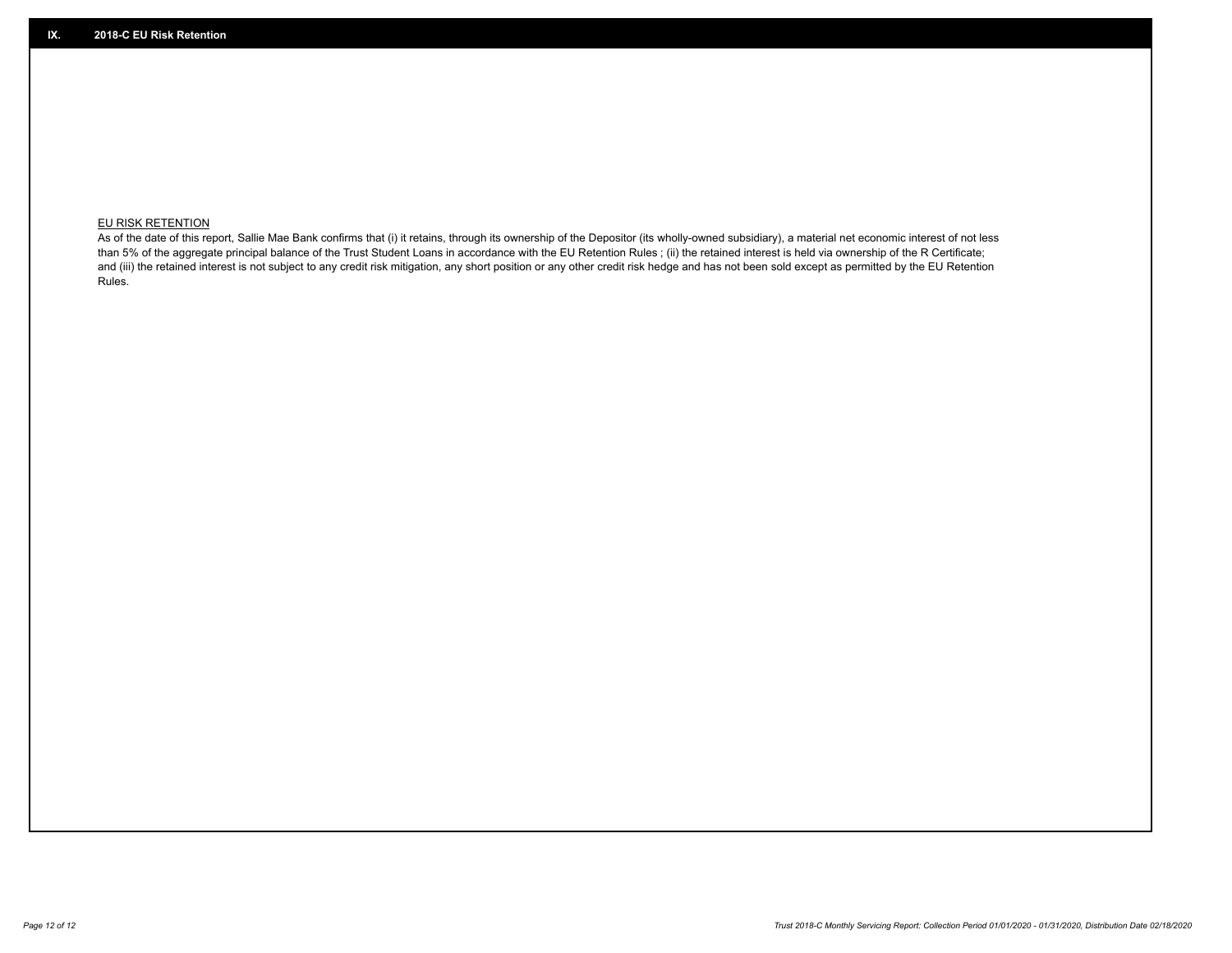## IX. 2018-C EU Risk Retention

EU RISK RETENTION

As of the date of this report, Sallie Mae Bank confirms that (i) it retains, through its ownership of the Depositor (its wholly-owned subsidiary), a material net economic interest of not less than 5% of the aggregate principal balance of the Trust Student Loans in accordance with the EU Retention Rules ; (ii) the retained interest is held via ownership of the R Certificate; and (iii) the retained interest is not subject to any credit risk mitigation, any short position or any other credit risk hedge and has not been sold except as permitted by the EU Retention Rules.